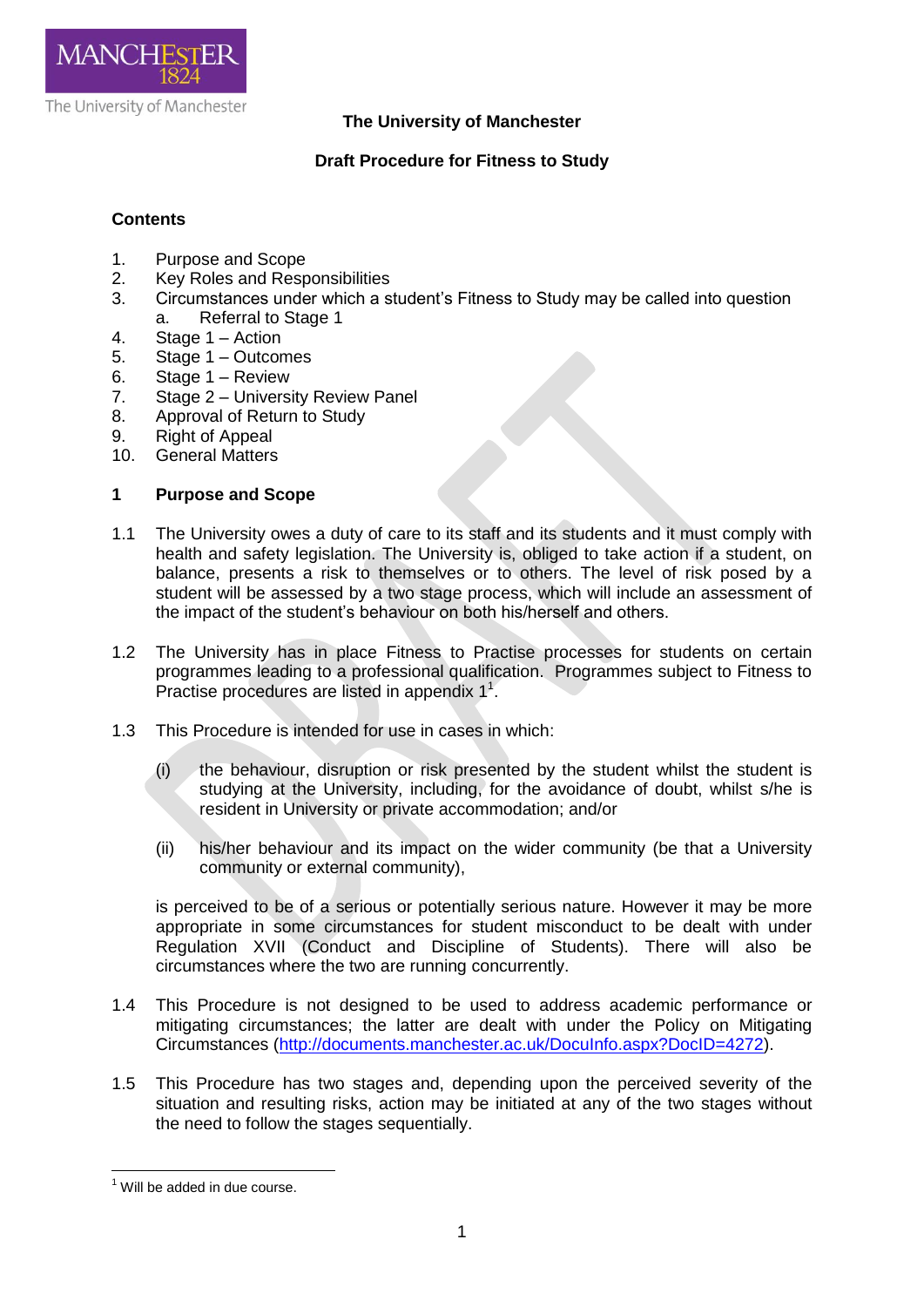The University of Manchester

**The University of Manchester**

**Draft Procedure for Fitness to Study**

**Contents**

1. Purpose and Scope
2. Key Roles and Responsibilities
3. Circumstances under which a student's Fitness to Study may be called into question
   a. Referral to Stage 1
4. Stage 1 – Action
5. Stage 1 – Outcomes
6. Stage 1 – Review
7. Stage 2 – University Review Panel
8. Approval of Return to Study
9. Right of Appeal
10. General Matters

## 1 Purpose and Scope

1.1 The University owes a duty of care to its staff and its students and it must comply with health and safety legislation. The University is, obliged to take action if a student, on balance, presents a risk to themselves or to others. The level of risk posed by a student will be assessed by a two stage process, which will include an assessment of the impact of the student's behaviour on both his/herself and others.

1.2 The University has in place Fitness to Practise processes for students on certain programmes leading to a professional qualification. Programmes subject to Fitness to Practise procedures are listed in appendix 1[1].

1.3 This Procedure is intended for use in cases in which:

(i) the behaviour, disruption or risk presented by the student whilst the student is studying at the University, including, for the avoidance of doubt, whilst s/he is resident in University or private accommodation; and/or

(ii) his/her behaviour and its impact on the wider community (be that a University community or external community),

is perceived to be of a serious or potentially serious nature. However it may be more appropriate in some circumstances for student misconduct to be dealt with under Regulation XVII (Conduct and Discipline of Students). There will also be circumstances where the two are running concurrently.

1.4 This Procedure is not designed to be used to address academic performance or mitigating circumstances; the latter are dealt with under the Policy on Mitigating Circumstances (http://documents.manchester.ac.uk/DocuInfo.aspx?DocID=4272).

1.5 This Procedure has two stages and, depending upon the perceived severity of the situation and resulting risks, action may be initiated at any of the two stages without the need to follow the stages sequentially.

---

[1] Will be added in due course.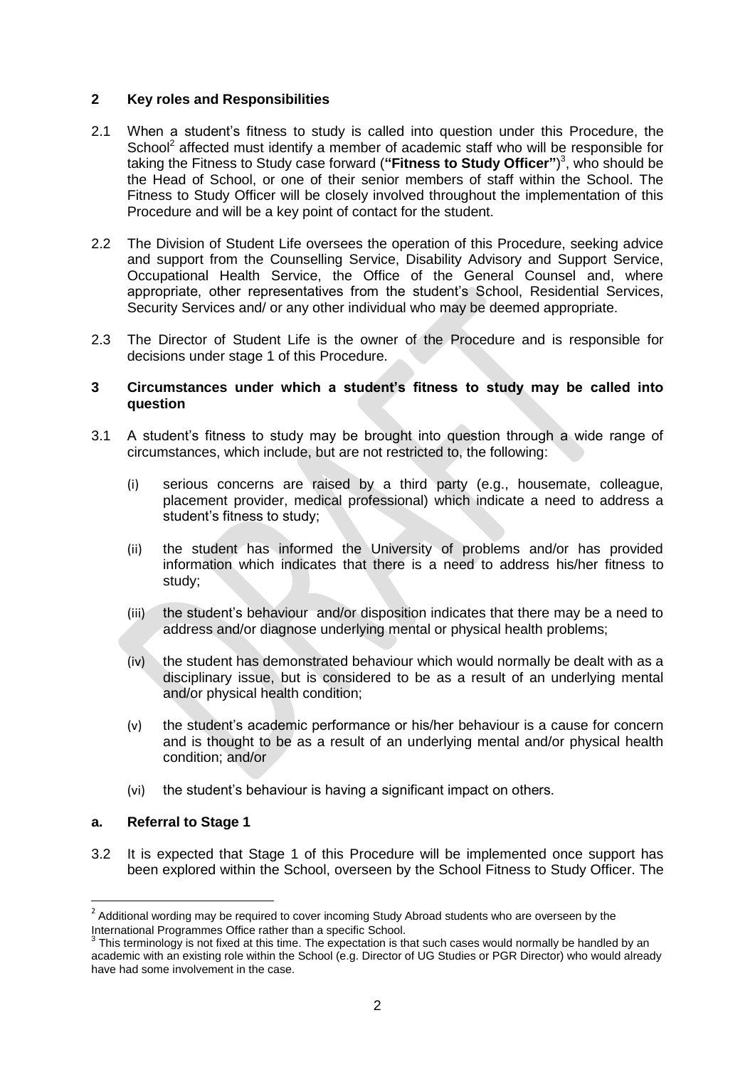## 2 Key roles and Responsibilities

2.1 When a student's fitness to study is called into question under this Procedure, the School[2] affected must identify a member of academic staff who will be responsible for taking the Fitness to Study case forward (**"Fitness to Study Officer"**)[3], who should be the Head of School, or one of their senior members of staff within the School. The Fitness to Study Officer will be closely involved throughout the implementation of this Procedure and will be a key point of contact for the student.

2.2 The Division of Student Life oversees the operation of this Procedure, seeking advice and support from the Counselling Service, Disability Advisory and Support Service, Occupational Health Service, the Office of the General Counsel and, where appropriate, other representatives from the student's School, Residential Services, Security Services and/ or any other individual who may be deemed appropriate.

2.3 The Director of Student Life is the owner of the Procedure and is responsible for decisions under stage 1 of this Procedure.

## 3 Circumstances under which a student's fitness to study may be called into question

3.1 A student's fitness to study may be brought into question through a wide range of circumstances, which include, but are not restricted to, the following:

(i) serious concerns are raised by a third party (e.g., housemate, colleague, placement provider, medical professional) which indicate a need to address a student's fitness to study;

(ii) the student has informed the University of problems and/or has provided information which indicates that there is a need to address his/her fitness to study;

(iii) the student's behaviour and/or disposition indicates that there may be a need to address and/or diagnose underlying mental or physical health problems;

(iv) the student has demonstrated behaviour which would normally be dealt with as a disciplinary issue, but is considered to be as a result of an underlying mental and/or physical health condition;

(v) the student's academic performance or his/her behaviour is a cause for concern and is thought to be as a result of an underlying mental and/or physical health condition; and/or

(vi) the student's behaviour is having a significant impact on others.

### a. Referral to Stage 1

3.2 It is expected that Stage 1 of this Procedure will be implemented once support has been explored within the School, overseen by the School Fitness to Study Officer. The

[2] Additional wording may be required to cover incoming Study Abroad students who are overseen by the International Programmes Office rather than a specific School.

[3] This terminology is not fixed at this time. The expectation is that such cases would normally be handled by an academic with an existing role within the School (e.g. Director of UG Studies or PGR Director) who would already have had some involvement in the case.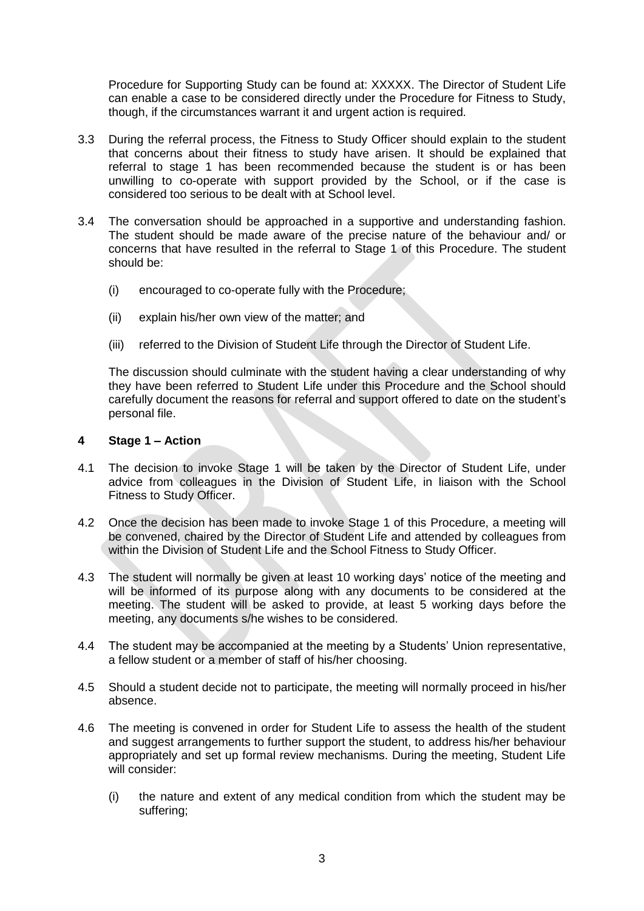Procedure for Supporting Study can be found at: XXXXX. The Director of Student Life can enable a case to be considered directly under the Procedure for Fitness to Study, though, if the circumstances warrant it and urgent action is required.

3.3 During the referral process, the Fitness to Study Officer should explain to the student that concerns about their fitness to study have arisen. It should be explained that referral to stage 1 has been recommended because the student is or has been unwilling to co-operate with support provided by the School, or if the case is considered too serious to be dealt with at School level.

3.4 The conversation should be approached in a supportive and understanding fashion. The student should be made aware of the precise nature of the behaviour and/ or concerns that have resulted in the referral to Stage 1 of this Procedure. The student should be:

(i) encouraged to co-operate fully with the Procedure;

(ii) explain his/her own view of the matter; and

(iii) referred to the Division of Student Life through the Director of Student Life.

The discussion should culminate with the student having a clear understanding of why they have been referred to Student Life under this Procedure and the School should carefully document the reasons for referral and support offered to date on the student's personal file.

## 4 Stage 1 – Action

4.1 The decision to invoke Stage 1 will be taken by the Director of Student Life, under advice from colleagues in the Division of Student Life, in liaison with the School Fitness to Study Officer.

4.2 Once the decision has been made to invoke Stage 1 of this Procedure, a meeting will be convened, chaired by the Director of Student Life and attended by colleagues from within the Division of Student Life and the School Fitness to Study Officer.

4.3 The student will normally be given at least 10 working days' notice of the meeting and will be informed of its purpose along with any documents to be considered at the meeting. The student will be asked to provide, at least 5 working days before the meeting, any documents s/he wishes to be considered.

4.4 The student may be accompanied at the meeting by a Students' Union representative, a fellow student or a member of staff of his/her choosing.

4.5 Should a student decide not to participate, the meeting will normally proceed in his/her absence.

4.6 The meeting is convened in order for Student Life to assess the health of the student and suggest arrangements to further support the student, to address his/her behaviour appropriately and set up formal review mechanisms. During the meeting, Student Life will consider:

(i) the nature and extent of any medical condition from which the student may be suffering;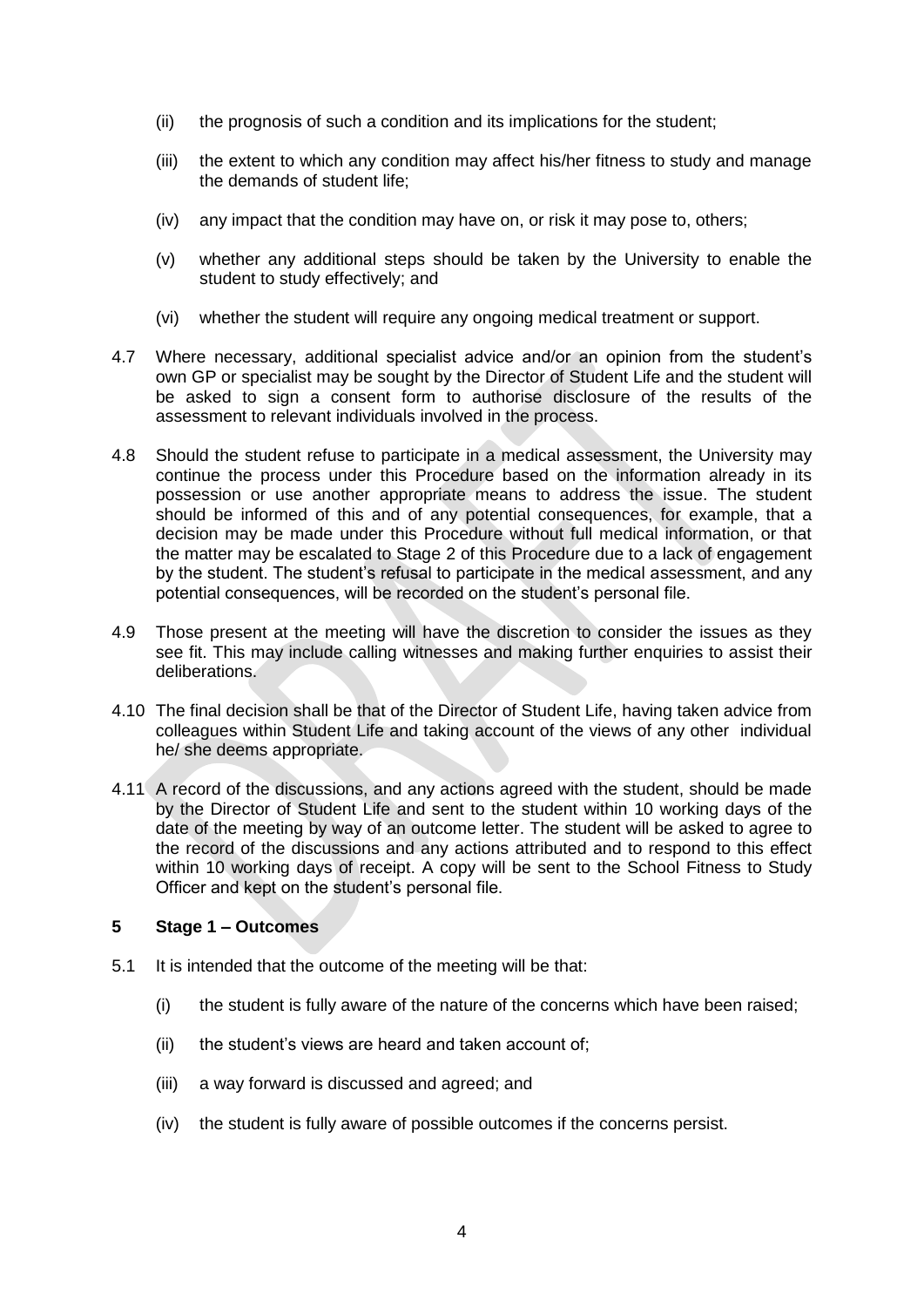(ii) the prognosis of such a condition and its implications for the student;

(iii) the extent to which any condition may affect his/her fitness to study and manage the demands of student life;

(iv) any impact that the condition may have on, or risk it may pose to, others;

(v) whether any additional steps should be taken by the University to enable the student to study effectively; and

(vi) whether the student will require any ongoing medical treatment or support.

4.7 Where necessary, additional specialist advice and/or an opinion from the student's own GP or specialist may be sought by the Director of Student Life and the student will be asked to sign a consent form to authorise disclosure of the results of the assessment to relevant individuals involved in the process.

4.8 Should the student refuse to participate in a medical assessment, the University may continue the process under this Procedure based on the information already in its possession or use another appropriate means to address the issue. The student should be informed of this and of any potential consequences, for example, that a decision may be made under this Procedure without full medical information, or that the matter may be escalated to Stage 2 of this Procedure due to a lack of engagement by the student. The student's refusal to participate in the medical assessment, and any potential consequences, will be recorded on the student's personal file.

4.9 Those present at the meeting will have the discretion to consider the issues as they see fit. This may include calling witnesses and making further enquiries to assist their deliberations.

4.10 The final decision shall be that of the Director of Student Life, having taken advice from colleagues within Student Life and taking account of the views of any other individual he/ she deems appropriate.

4.11 A record of the discussions, and any actions agreed with the student, should be made by the Director of Student Life and sent to the student within 10 working days of the date of the meeting by way of an outcome letter. The student will be asked to agree to the record of the discussions and any actions attributed and to respond to this effect within 10 working days of receipt. A copy will be sent to the School Fitness to Study Officer and kept on the student's personal file.

## 5 Stage 1 – Outcomes

5.1 It is intended that the outcome of the meeting will be that:

(i) the student is fully aware of the nature of the concerns which have been raised;

(ii) the student's views are heard and taken account of;

(iii) a way forward is discussed and agreed; and

(iv) the student is fully aware of possible outcomes if the concerns persist.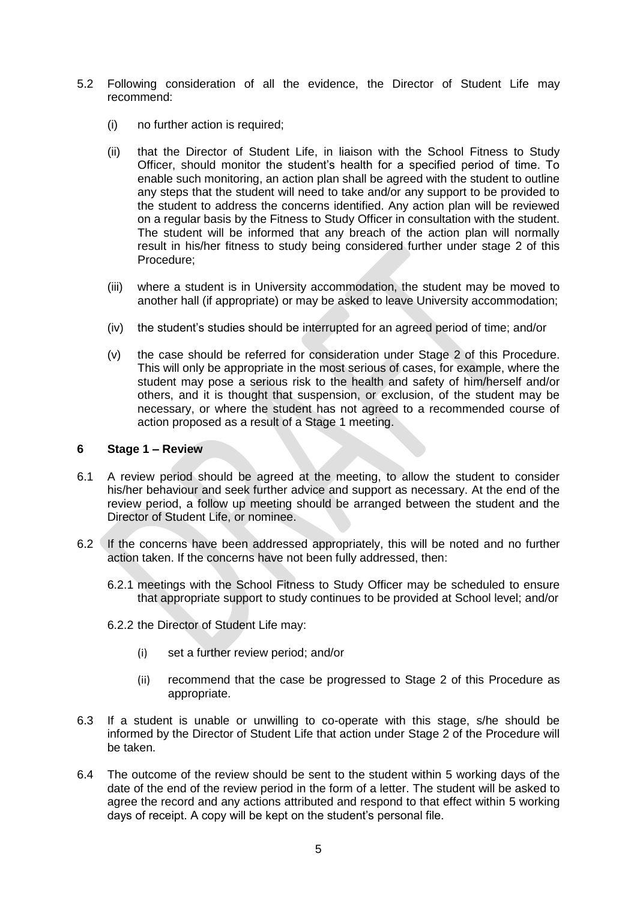5.2 Following consideration of all the evidence, the Director of Student Life may recommend:

   (i) no further action is required;

   (ii) that the Director of Student Life, in liaison with the School Fitness to Study Officer, should monitor the student's health for a specified period of time. To enable such monitoring, an action plan shall be agreed with the student to outline any steps that the student will need to take and/or any support to be provided to the student to address the concerns identified. Any action plan will be reviewed on a regular basis by the Fitness to Study Officer in consultation with the student. The student will be informed that any breach of the action plan will normally result in his/her fitness to study being considered further under stage 2 of this Procedure;

   (iii) where a student is in University accommodation, the student may be moved to another hall (if appropriate) or may be asked to leave University accommodation;

   (iv) the student's studies should be interrupted for an agreed period of time; and/or

   (v) the case should be referred for consideration under Stage 2 of this Procedure. This will only be appropriate in the most serious of cases, for example, where the student may pose a serious risk to the health and safety of him/herself and/or others, and it is thought that suspension, or exclusion, of the student may be necessary, or where the student has not agreed to a recommended course of action proposed as a result of a Stage 1 meeting.

## 6 Stage 1 – Review

6.1 A review period should be agreed at the meeting, to allow the student to consider his/her behaviour and seek further advice and support as necessary. At the end of the review period, a follow up meeting should be arranged between the student and the Director of Student Life, or nominee.

6.2 If the concerns have been addressed appropriately, this will be noted and no further action taken. If the concerns have not been fully addressed, then:

   6.2.1 meetings with the School Fitness to Study Officer may be scheduled to ensure that appropriate support to study continues to be provided at School level; and/or

   6.2.2 the Director of Student Life may:

      (i) set a further review period; and/or

      (ii) recommend that the case be progressed to Stage 2 of this Procedure as appropriate.

6.3 If a student is unable or unwilling to co-operate with this stage, s/he should be informed by the Director of Student Life that action under Stage 2 of the Procedure will be taken.

6.4 The outcome of the review should be sent to the student within 5 working days of the date of the end of the review period in the form of a letter. The student will be asked to agree the record and any actions attributed and respond to that effect within 5 working days of receipt. A copy will be kept on the student's personal file.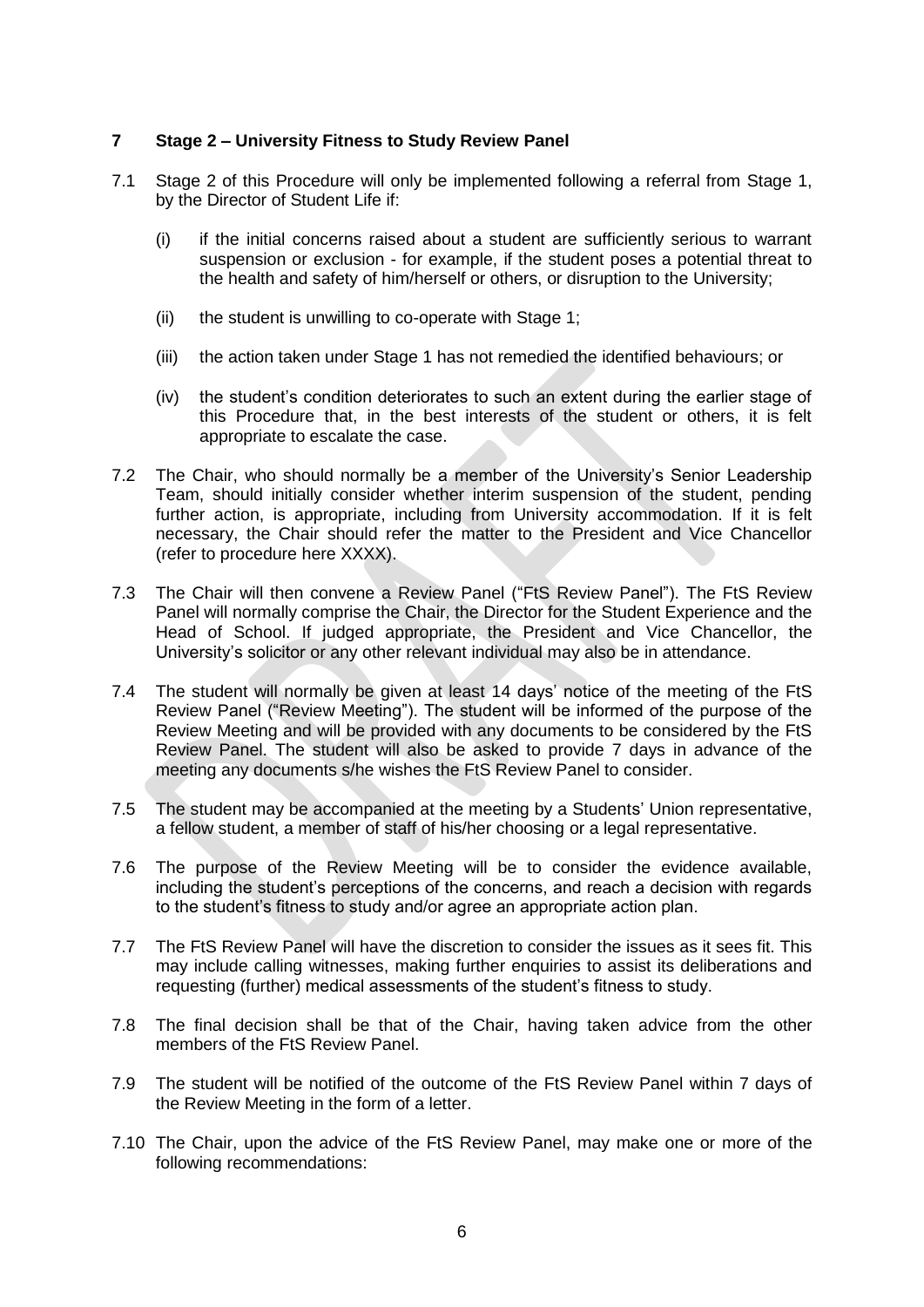## 7 Stage 2 – University Fitness to Study Review Panel

7.1 Stage 2 of this Procedure will only be implemented following a referral from Stage 1, by the Director of Student Life if:

(i) if the initial concerns raised about a student are sufficiently serious to warrant suspension or exclusion - for example, if the student poses a potential threat to the health and safety of him/herself or others, or disruption to the University;

(ii) the student is unwilling to co-operate with Stage 1;

(iii) the action taken under Stage 1 has not remedied the identified behaviours; or

(iv) the student's condition deteriorates to such an extent during the earlier stage of this Procedure that, in the best interests of the student or others, it is felt appropriate to escalate the case.

7.2 The Chair, who should normally be a member of the University's Senior Leadership Team, should initially consider whether interim suspension of the student, pending further action, is appropriate, including from University accommodation. If it is felt necessary, the Chair should refer the matter to the President and Vice Chancellor (refer to procedure here XXXX).

7.3 The Chair will then convene a Review Panel ("FtS Review Panel"). The FtS Review Panel will normally comprise the Chair, the Director for the Student Experience and the Head of School. If judged appropriate, the President and Vice Chancellor, the University's solicitor or any other relevant individual may also be in attendance.

7.4 The student will normally be given at least 14 days' notice of the meeting of the FtS Review Panel ("Review Meeting"). The student will be informed of the purpose of the Review Meeting and will be provided with any documents to be considered by the FtS Review Panel. The student will also be asked to provide 7 days in advance of the meeting any documents s/he wishes the FtS Review Panel to consider.

7.5 The student may be accompanied at the meeting by a Students' Union representative, a fellow student, a member of staff of his/her choosing or a legal representative.

7.6 The purpose of the Review Meeting will be to consider the evidence available, including the student's perceptions of the concerns, and reach a decision with regards to the student's fitness to study and/or agree an appropriate action plan.

7.7 The FtS Review Panel will have the discretion to consider the issues as it sees fit. This may include calling witnesses, making further enquiries to assist its deliberations and requesting (further) medical assessments of the student's fitness to study.

7.8 The final decision shall be that of the Chair, having taken advice from the other members of the FtS Review Panel.

7.9 The student will be notified of the outcome of the FtS Review Panel within 7 days of the Review Meeting in the form of a letter.

7.10 The Chair, upon the advice of the FtS Review Panel, may make one or more of the following recommendations: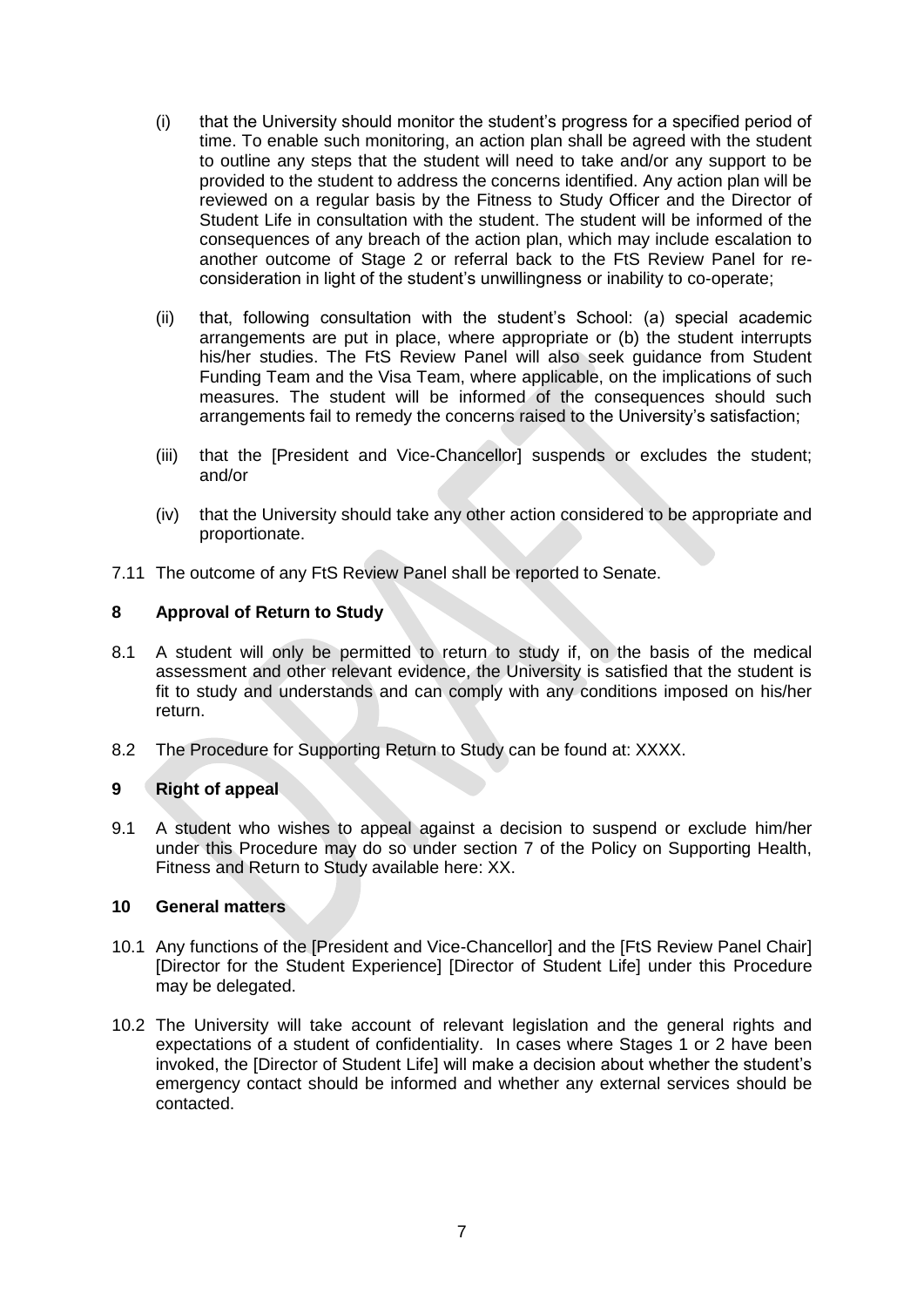(i) that the University should monitor the student's progress for a specified period of time. To enable such monitoring, an action plan shall be agreed with the student to outline any steps that the student will need to take and/or any support to be provided to the student to address the concerns identified. Any action plan will be reviewed on a regular basis by the Fitness to Study Officer and the Director of Student Life in consultation with the student. The student will be informed of the consequences of any breach of the action plan, which may include escalation to another outcome of Stage 2 or referral back to the FtS Review Panel for re-consideration in light of the student's unwillingness or inability to co-operate;

(ii) that, following consultation with the student's School: (a) special academic arrangements are put in place, where appropriate or (b) the student interrupts his/her studies. The FtS Review Panel will also seek guidance from Student Funding Team and the Visa Team, where applicable, on the implications of such measures. The student will be informed of the consequences should such arrangements fail to remedy the concerns raised to the University's satisfaction;

(iii) that the [President and Vice-Chancellor] suspends or excludes the student; and/or

(iv) that the University should take any other action considered to be appropriate and proportionate.

7.11 The outcome of any FtS Review Panel shall be reported to Senate.

## 8 Approval of Return to Study

8.1 A student will only be permitted to return to study if, on the basis of the medical assessment and other relevant evidence, the University is satisfied that the student is fit to study and understands and can comply with any conditions imposed on his/her return.

8.2 The Procedure for Supporting Return to Study can be found at: XXXX.

## 9 Right of appeal

9.1 A student who wishes to appeal against a decision to suspend or exclude him/her under this Procedure may do so under section 7 of the Policy on Supporting Health, Fitness and Return to Study available here: XX.

## 10 General matters

10.1 Any functions of the [President and Vice-Chancellor] and the [FtS Review Panel Chair] [Director for the Student Experience] [Director of Student Life] under this Procedure may be delegated.

10.2 The University will take account of relevant legislation and the general rights and expectations of a student of confidentiality. In cases where Stages 1 or 2 have been invoked, the [Director of Student Life] will make a decision about whether the student's emergency contact should be informed and whether any external services should be contacted.